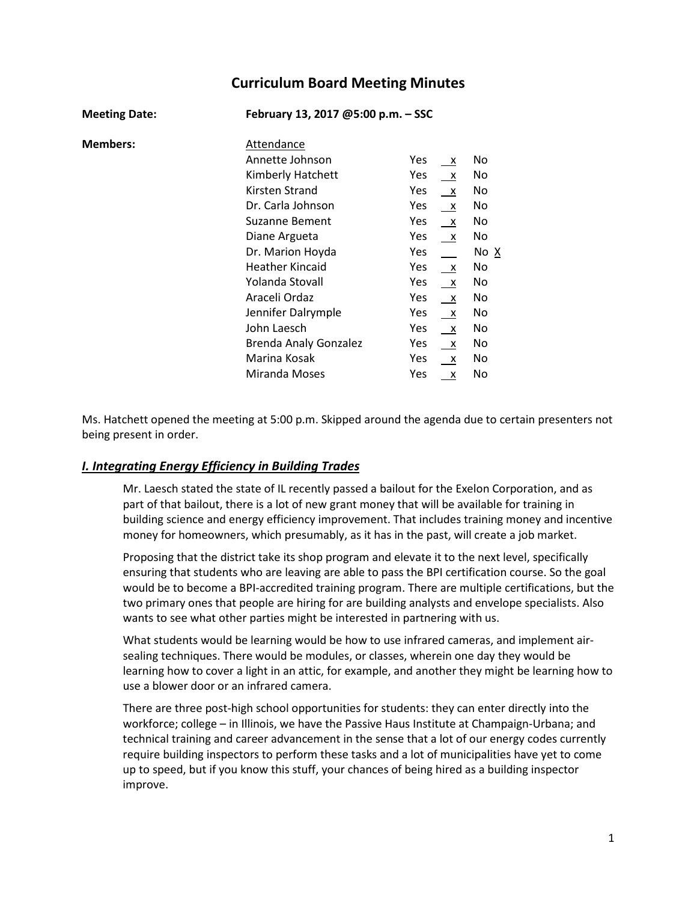# Curriculum Board Meeting Minutes

**Meeting Date:** **February 13, 2017 @5:00 p.m. – SSC**

**Members:**

| Attendance | Yes | | No |
|---|---|---|---|
| Annette Johnson | Yes | x | No |
| Kimberly Hatchett | Yes | x | No |
| Kirsten Strand | Yes | x | No |
| Dr. Carla Johnson | Yes | x | No |
| Suzanne Bement | Yes | x | No |
| Diane Argueta | Yes | x | No |
| Dr. Marion Hoyda | Yes | | No X |
| Heather Kincaid | Yes | x | No |
| Yolanda Stovall | Yes | x | No |
| Araceli Ordaz | Yes | x | No |
| Jennifer Dalrymple | Yes | x | No |
| John Laesch | Yes | x | No |
| Brenda Analy Gonzalez | Yes | x | No |
| Marina Kosak | Yes | x | No |
| Miranda Moses | Yes | x | No |

Ms. Hatchett opened the meeting at 5:00 p.m. Skipped around the agenda due to certain presenters not being present in order.

## *I. Integrating Energy Efficiency in Building Trades*

Mr. Laesch stated the state of IL recently passed a bailout for the Exelon Corporation, and as part of that bailout, there is a lot of new grant money that will be available for training in building science and energy efficiency improvement. That includes training money and incentive money for homeowners, which presumably, as it has in the past, will create a job market.

Proposing that the district take its shop program and elevate it to the next level, specifically ensuring that students who are leaving are able to pass the BPI certification course. So the goal would be to become a BPI-accredited training program. There are multiple certifications, but the two primary ones that people are hiring for are building analysts and envelope specialists. Also wants to see what other parties might be interested in partnering with us.

What students would be learning would be how to use infrared cameras, and implement air-sealing techniques. There would be modules, or classes, wherein one day they would be learning how to cover a light in an attic, for example, and another they might be learning how to use a blower door or an infrared camera.

There are three post-high school opportunities for students: they can enter directly into the workforce; college – in Illinois, we have the Passive Haus Institute at Champaign-Urbana; and technical training and career advancement in the sense that a lot of our energy codes currently require building inspectors to perform these tasks and a lot of municipalities have yet to come up to speed, but if you know this stuff, your chances of being hired as a building inspector improve.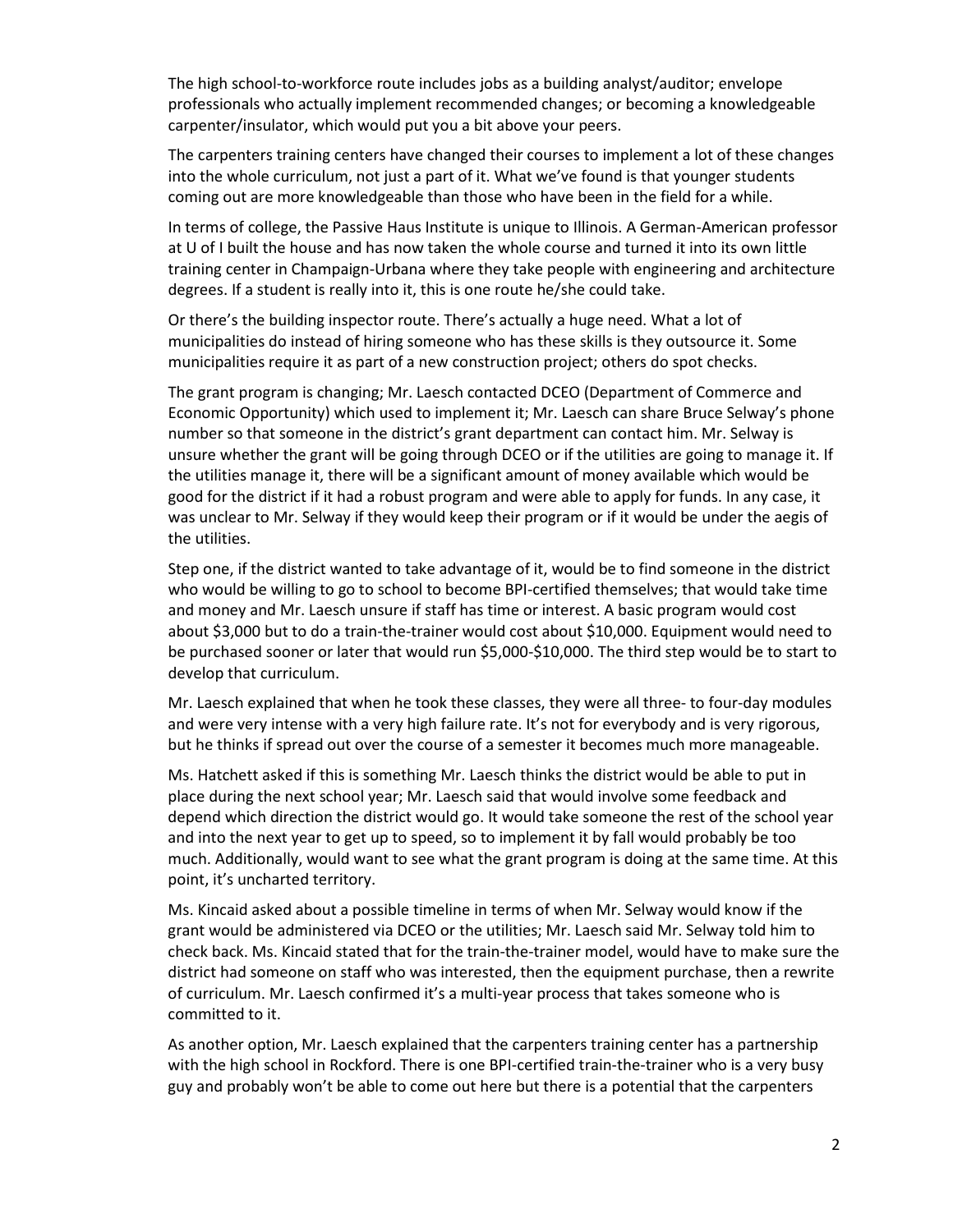The high school-to-workforce route includes jobs as a building analyst/auditor; envelope professionals who actually implement recommended changes; or becoming a knowledgeable carpenter/insulator, which would put you a bit above your peers.

The carpenters training centers have changed their courses to implement a lot of these changes into the whole curriculum, not just a part of it. What we've found is that younger students coming out are more knowledgeable than those who have been in the field for a while.

In terms of college, the Passive Haus Institute is unique to Illinois. A German-American professor at U of I built the house and has now taken the whole course and turned it into its own little training center in Champaign-Urbana where they take people with engineering and architecture degrees. If a student is really into it, this is one route he/she could take.

Or there's the building inspector route. There's actually a huge need. What a lot of municipalities do instead of hiring someone who has these skills is they outsource it. Some municipalities require it as part of a new construction project; others do spot checks.

The grant program is changing; Mr. Laesch contacted DCEO (Department of Commerce and Economic Opportunity) which used to implement it; Mr. Laesch can share Bruce Selway's phone number so that someone in the district's grant department can contact him. Mr. Selway is unsure whether the grant will be going through DCEO or if the utilities are going to manage it. If the utilities manage it, there will be a significant amount of money available which would be good for the district if it had a robust program and were able to apply for funds. In any case, it was unclear to Mr. Selway if they would keep their program or if it would be under the aegis of the utilities.

Step one, if the district wanted to take advantage of it, would be to find someone in the district who would be willing to go to school to become BPI-certified themselves; that would take time and money and Mr. Laesch unsure if staff has time or interest. A basic program would cost about $3,000 but to do a train-the-trainer would cost about $10,000. Equipment would need to be purchased sooner or later that would run $5,000-$10,000. The third step would be to start to develop that curriculum.

Mr. Laesch explained that when he took these classes, they were all three- to four-day modules and were very intense with a very high failure rate. It's not for everybody and is very rigorous, but he thinks if spread out over the course of a semester it becomes much more manageable.

Ms. Hatchett asked if this is something Mr. Laesch thinks the district would be able to put in place during the next school year; Mr. Laesch said that would involve some feedback and depend which direction the district would go. It would take someone the rest of the school year and into the next year to get up to speed, so to implement it by fall would probably be too much. Additionally, would want to see what the grant program is doing at the same time. At this point, it's uncharted territory.

Ms. Kincaid asked about a possible timeline in terms of when Mr. Selway would know if the grant would be administered via DCEO or the utilities; Mr. Laesch said Mr. Selway told him to check back. Ms. Kincaid stated that for the train-the-trainer model, would have to make sure the district had someone on staff who was interested, then the equipment purchase, then a rewrite of curriculum. Mr. Laesch confirmed it's a multi-year process that takes someone who is committed to it.

As another option, Mr. Laesch explained that the carpenters training center has a partnership with the high school in Rockford. There is one BPI-certified train-the-trainer who is a very busy guy and probably won't be able to come out here but there is a potential that the carpenters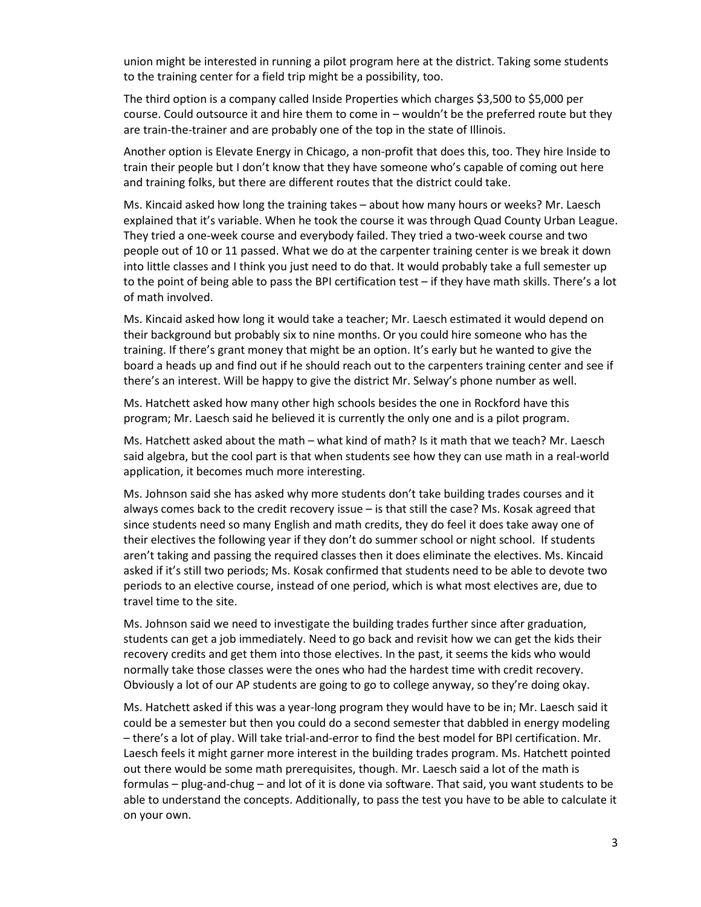union might be interested in running a pilot program here at the district. Taking some students to the training center for a field trip might be a possibility, too.

The third option is a company called Inside Properties which charges $3,500 to $5,000 per course. Could outsource it and hire them to come in – wouldn't be the preferred route but they are train-the-trainer and are probably one of the top in the state of Illinois.

Another option is Elevate Energy in Chicago, a non-profit that does this, too. They hire Inside to train their people but I don't know that they have someone who's capable of coming out here and training folks, but there are different routes that the district could take.

Ms. Kincaid asked how long the training takes – about how many hours or weeks? Mr. Laesch explained that it's variable. When he took the course it was through Quad County Urban League. They tried a one-week course and everybody failed. They tried a two-week course and two people out of 10 or 11 passed. What we do at the carpenter training center is we break it down into little classes and I think you just need to do that. It would probably take a full semester up to the point of being able to pass the BPI certification test – if they have math skills. There's a lot of math involved.

Ms. Kincaid asked how long it would take a teacher; Mr. Laesch estimated it would depend on their background but probably six to nine months. Or you could hire someone who has the training. If there's grant money that might be an option. It's early but he wanted to give the board a heads up and find out if he should reach out to the carpenters training center and see if there's an interest. Will be happy to give the district Mr. Selway's phone number as well.

Ms. Hatchett asked how many other high schools besides the one in Rockford have this program; Mr. Laesch said he believed it is currently the only one and is a pilot program.

Ms. Hatchett asked about the math – what kind of math? Is it math that we teach? Mr. Laesch said algebra, but the cool part is that when students see how they can use math in a real-world application, it becomes much more interesting.

Ms. Johnson said she has asked why more students don't take building trades courses and it always comes back to the credit recovery issue – is that still the case? Ms. Kosak agreed that since students need so many English and math credits, they do feel it does take away one of their electives the following year if they don't do summer school or night school. If students aren't taking and passing the required classes then it does eliminate the electives. Ms. Kincaid asked if it's still two periods; Ms. Kosak confirmed that students need to be able to devote two periods to an elective course, instead of one period, which is what most electives are, due to travel time to the site.

Ms. Johnson said we need to investigate the building trades further since after graduation, students can get a job immediately. Need to go back and revisit how we can get the kids their recovery credits and get them into those electives. In the past, it seems the kids who would normally take those classes were the ones who had the hardest time with credit recovery. Obviously a lot of our AP students are going to go to college anyway, so they're doing okay.

Ms. Hatchett asked if this was a year-long program they would have to be in; Mr. Laesch said it could be a semester but then you could do a second semester that dabbled in energy modeling – there's a lot of play. Will take trial-and-error to find the best model for BPI certification. Mr. Laesch feels it might garner more interest in the building trades program. Ms. Hatchett pointed out there would be some math prerequisites, though. Mr. Laesch said a lot of the math is formulas – plug-and-chug – and lot of it is done via software. That said, you want students to be able to understand the concepts. Additionally, to pass the test you have to be able to calculate it on your own.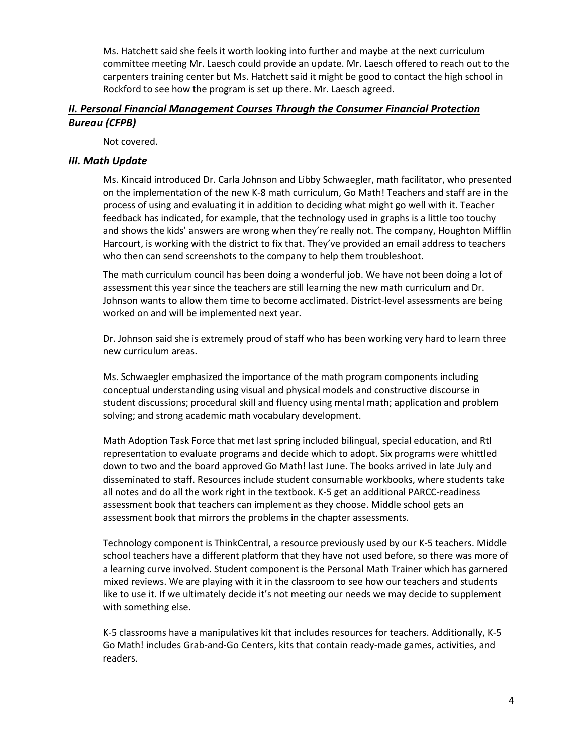Ms. Hatchett said she feels it worth looking into further and maybe at the next curriculum committee meeting Mr. Laesch could provide an update. Mr. Laesch offered to reach out to the carpenters training center but Ms. Hatchett said it might be good to contact the high school in Rockford to see how the program is set up there. Mr. Laesch agreed.

### ***II. Personal Financial Management Courses Through the Consumer Financial Protection Bureau (CFPB)***

Not covered.

### ***III. Math Update***

Ms. Kincaid introduced Dr. Carla Johnson and Libby Schwaegler, math facilitator, who presented on the implementation of the new K-8 math curriculum, Go Math! Teachers and staff are in the process of using and evaluating it in addition to deciding what might go well with it. Teacher feedback has indicated, for example, that the technology used in graphs is a little too touchy and shows the kids' answers are wrong when they're really not. The company, Houghton Mifflin Harcourt, is working with the district to fix that. They've provided an email address to teachers who then can send screenshots to the company to help them troubleshoot.

The math curriculum council has been doing a wonderful job. We have not been doing a lot of assessment this year since the teachers are still learning the new math curriculum and Dr. Johnson wants to allow them time to become acclimated. District-level assessments are being worked on and will be implemented next year.

Dr. Johnson said she is extremely proud of staff who has been working very hard to learn three new curriculum areas.

Ms. Schwaegler emphasized the importance of the math program components including conceptual understanding using visual and physical models and constructive discourse in student discussions; procedural skill and fluency using mental math; application and problem solving; and strong academic math vocabulary development.

Math Adoption Task Force that met last spring included bilingual, special education, and RtI representation to evaluate programs and decide which to adopt. Six programs were whittled down to two and the board approved Go Math! last June. The books arrived in late July and disseminated to staff. Resources include student consumable workbooks, where students take all notes and do all the work right in the textbook. K-5 get an additional PARCC-readiness assessment book that teachers can implement as they choose. Middle school gets an assessment book that mirrors the problems in the chapter assessments.

Technology component is ThinkCentral, a resource previously used by our K-5 teachers. Middle school teachers have a different platform that they have not used before, so there was more of a learning curve involved. Student component is the Personal Math Trainer which has garnered mixed reviews. We are playing with it in the classroom to see how our teachers and students like to use it. If we ultimately decide it's not meeting our needs we may decide to supplement with something else.

K-5 classrooms have a manipulatives kit that includes resources for teachers. Additionally, K-5 Go Math! includes Grab-and-Go Centers, kits that contain ready-made games, activities, and readers.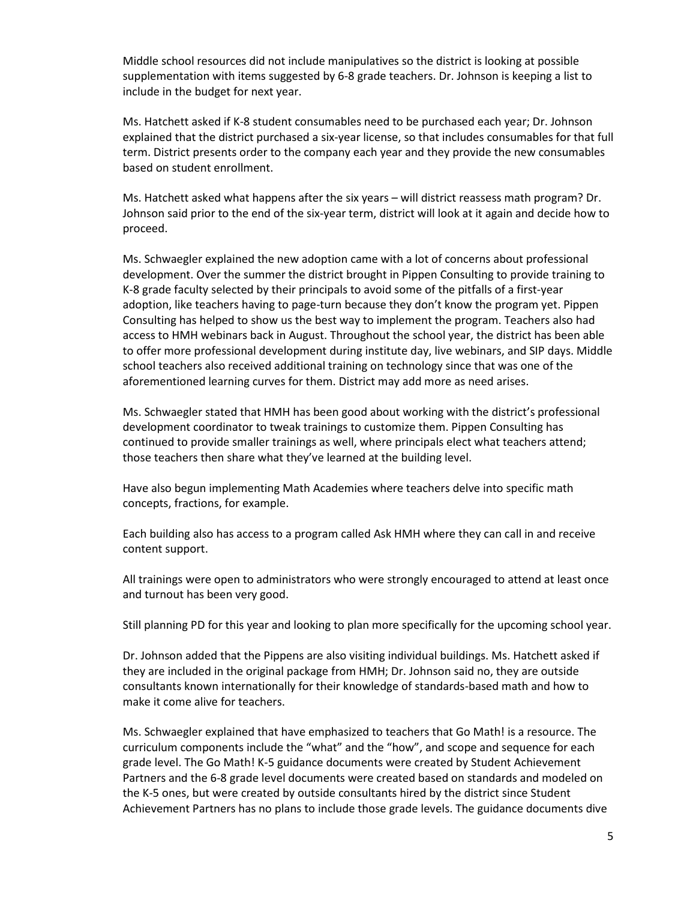Middle school resources did not include manipulatives so the district is looking at possible supplementation with items suggested by 6-8 grade teachers. Dr. Johnson is keeping a list to include in the budget for next year.

Ms. Hatchett asked if K-8 student consumables need to be purchased each year; Dr. Johnson explained that the district purchased a six-year license, so that includes consumables for that full term. District presents order to the company each year and they provide the new consumables based on student enrollment.

Ms. Hatchett asked what happens after the six years – will district reassess math program? Dr. Johnson said prior to the end of the six-year term, district will look at it again and decide how to proceed.

Ms. Schwaegler explained the new adoption came with a lot of concerns about professional development. Over the summer the district brought in Pippen Consulting to provide training to K-8 grade faculty selected by their principals to avoid some of the pitfalls of a first-year adoption, like teachers having to page-turn because they don't know the program yet. Pippen Consulting has helped to show us the best way to implement the program. Teachers also had access to HMH webinars back in August. Throughout the school year, the district has been able to offer more professional development during institute day, live webinars, and SIP days. Middle school teachers also received additional training on technology since that was one of the aforementioned learning curves for them. District may add more as need arises.

Ms. Schwaegler stated that HMH has been good about working with the district's professional development coordinator to tweak trainings to customize them. Pippen Consulting has continued to provide smaller trainings as well, where principals elect what teachers attend; those teachers then share what they've learned at the building level.

Have also begun implementing Math Academies where teachers delve into specific math concepts, fractions, for example.

Each building also has access to a program called Ask HMH where they can call in and receive content support.

All trainings were open to administrators who were strongly encouraged to attend at least once and turnout has been very good.

Still planning PD for this year and looking to plan more specifically for the upcoming school year.

Dr. Johnson added that the Pippens are also visiting individual buildings. Ms. Hatchett asked if they are included in the original package from HMH; Dr. Johnson said no, they are outside consultants known internationally for their knowledge of standards-based math and how to make it come alive for teachers.

Ms. Schwaegler explained that have emphasized to teachers that Go Math! is a resource. The curriculum components include the "what" and the "how", and scope and sequence for each grade level. The Go Math! K-5 guidance documents were created by Student Achievement Partners and the 6-8 grade level documents were created based on standards and modeled on the K-5 ones, but were created by outside consultants hired by the district since Student Achievement Partners has no plans to include those grade levels. The guidance documents dive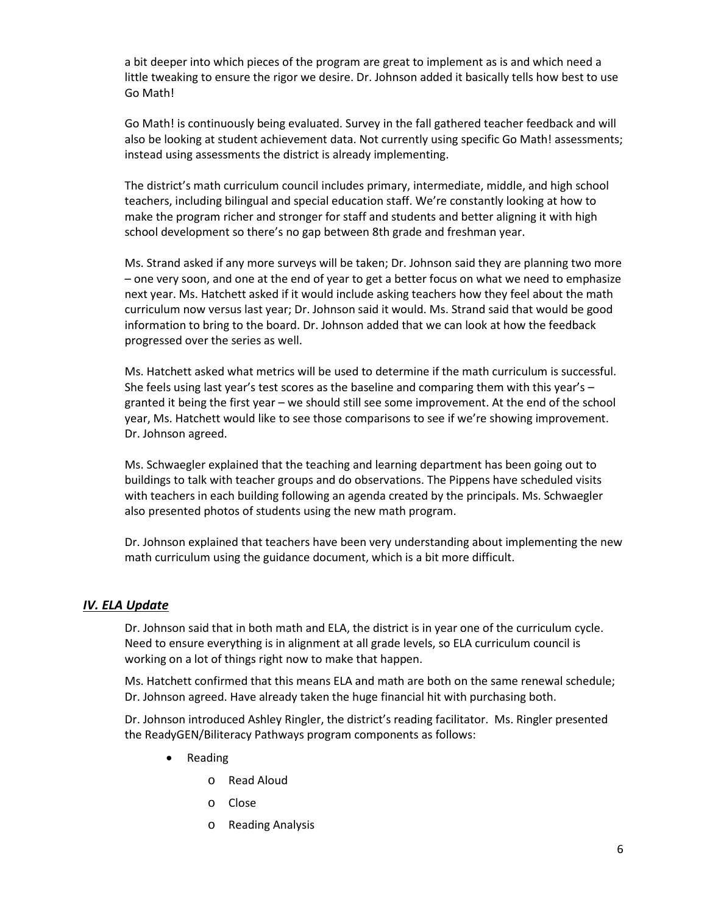a bit deeper into which pieces of the program are great to implement as is and which need a little tweaking to ensure the rigor we desire. Dr. Johnson added it basically tells how best to use Go Math!

Go Math! is continuously being evaluated. Survey in the fall gathered teacher feedback and will also be looking at student achievement data. Not currently using specific Go Math! assessments; instead using assessments the district is already implementing.

The district's math curriculum council includes primary, intermediate, middle, and high school teachers, including bilingual and special education staff. We're constantly looking at how to make the program richer and stronger for staff and students and better aligning it with high school development so there's no gap between 8th grade and freshman year.

Ms. Strand asked if any more surveys will be taken; Dr. Johnson said they are planning two more – one very soon, and one at the end of year to get a better focus on what we need to emphasize next year. Ms. Hatchett asked if it would include asking teachers how they feel about the math curriculum now versus last year; Dr. Johnson said it would. Ms. Strand said that would be good information to bring to the board. Dr. Johnson added that we can look at how the feedback progressed over the series as well.

Ms. Hatchett asked what metrics will be used to determine if the math curriculum is successful. She feels using last year's test scores as the baseline and comparing them with this year's – granted it being the first year – we should still see some improvement. At the end of the school year, Ms. Hatchett would like to see those comparisons to see if we're showing improvement. Dr. Johnson agreed.

Ms. Schwaegler explained that the teaching and learning department has been going out to buildings to talk with teacher groups and do observations. The Pippens have scheduled visits with teachers in each building following an agenda created by the principals. Ms. Schwaegler also presented photos of students using the new math program.

Dr. Johnson explained that teachers have been very understanding about implementing the new math curriculum using the guidance document, which is a bit more difficult.

## *IV. ELA Update*

Dr. Johnson said that in both math and ELA, the district is in year one of the curriculum cycle. Need to ensure everything is in alignment at all grade levels, so ELA curriculum council is working on a lot of things right now to make that happen.

Ms. Hatchett confirmed that this means ELA and math are both on the same renewal schedule; Dr. Johnson agreed. Have already taken the huge financial hit with purchasing both.

Dr. Johnson introduced Ashley Ringler, the district's reading facilitator. Ms. Ringler presented the ReadyGEN/Biliteracy Pathways program components as follows:

- Reading
  - Read Aloud
  - Close
  - Reading Analysis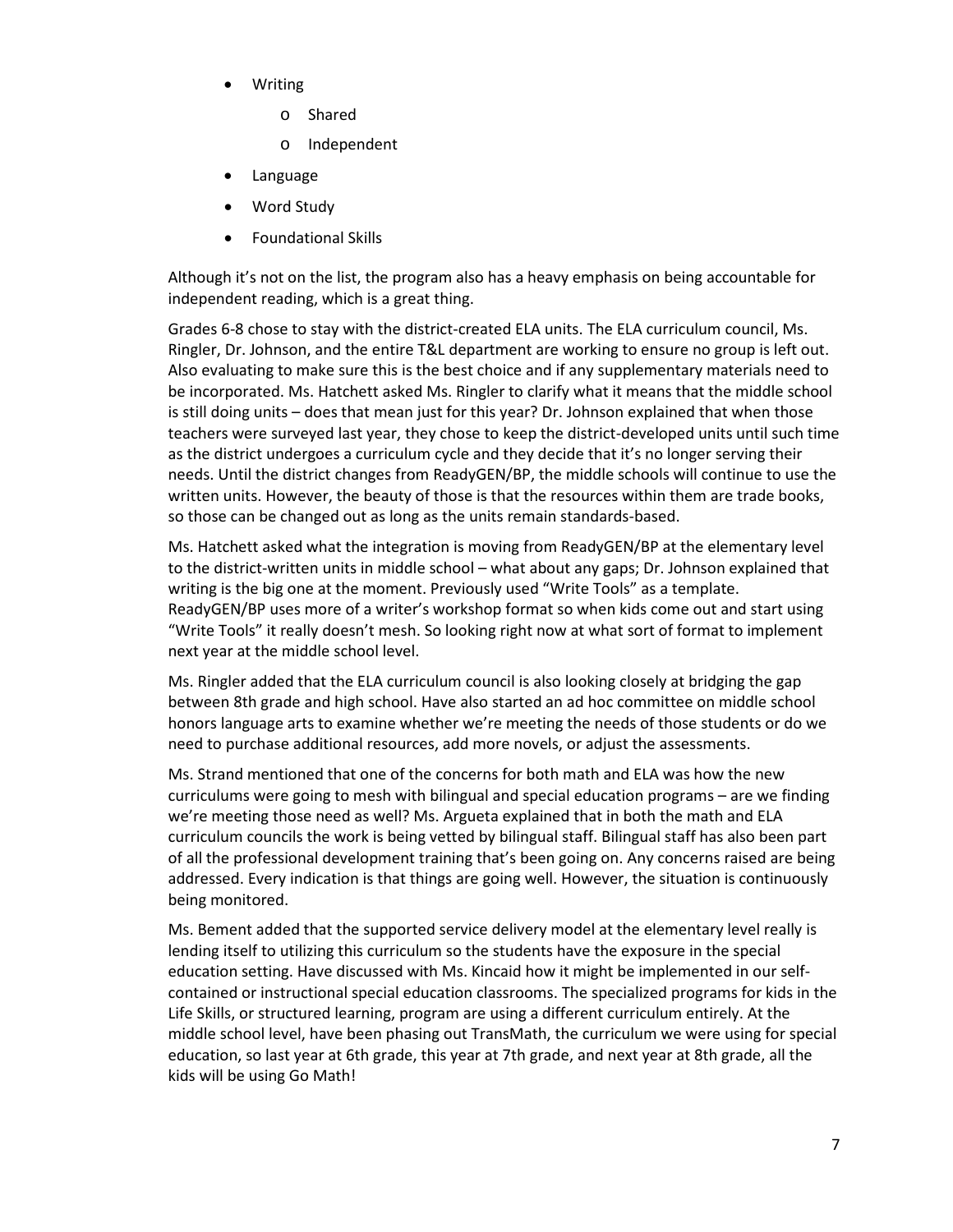- Writing
    - Shared
    - Independent
- Language
- Word Study
- Foundational Skills

Although it's not on the list, the program also has a heavy emphasis on being accountable for independent reading, which is a great thing.

Grades 6-8 chose to stay with the district-created ELA units. The ELA curriculum council, Ms. Ringler, Dr. Johnson, and the entire T&L department are working to ensure no group is left out. Also evaluating to make sure this is the best choice and if any supplementary materials need to be incorporated. Ms. Hatchett asked Ms. Ringler to clarify what it means that the middle school is still doing units – does that mean just for this year? Dr. Johnson explained that when those teachers were surveyed last year, they chose to keep the district-developed units until such time as the district undergoes a curriculum cycle and they decide that it's no longer serving their needs. Until the district changes from ReadyGEN/BP, the middle schools will continue to use the written units. However, the beauty of those is that the resources within them are trade books, so those can be changed out as long as the units remain standards-based.

Ms. Hatchett asked what the integration is moving from ReadyGEN/BP at the elementary level to the district-written units in middle school – what about any gaps; Dr. Johnson explained that writing is the big one at the moment. Previously used "Write Tools" as a template. ReadyGEN/BP uses more of a writer's workshop format so when kids come out and start using "Write Tools" it really doesn't mesh. So looking right now at what sort of format to implement next year at the middle school level.

Ms. Ringler added that the ELA curriculum council is also looking closely at bridging the gap between 8th grade and high school. Have also started an ad hoc committee on middle school honors language arts to examine whether we're meeting the needs of those students or do we need to purchase additional resources, add more novels, or adjust the assessments.

Ms. Strand mentioned that one of the concerns for both math and ELA was how the new curriculums were going to mesh with bilingual and special education programs – are we finding we're meeting those need as well? Ms. Argueta explained that in both the math and ELA curriculum councils the work is being vetted by bilingual staff. Bilingual staff has also been part of all the professional development training that's been going on. Any concerns raised are being addressed. Every indication is that things are going well. However, the situation is continuously being monitored.

Ms. Bement added that the supported service delivery model at the elementary level really is lending itself to utilizing this curriculum so the students have the exposure in the special education setting. Have discussed with Ms. Kincaid how it might be implemented in our self-contained or instructional special education classrooms. The specialized programs for kids in the Life Skills, or structured learning, program are using a different curriculum entirely. At the middle school level, have been phasing out TransMath, the curriculum we were using for special education, so last year at 6th grade, this year at 7th grade, and next year at 8th grade, all the kids will be using Go Math!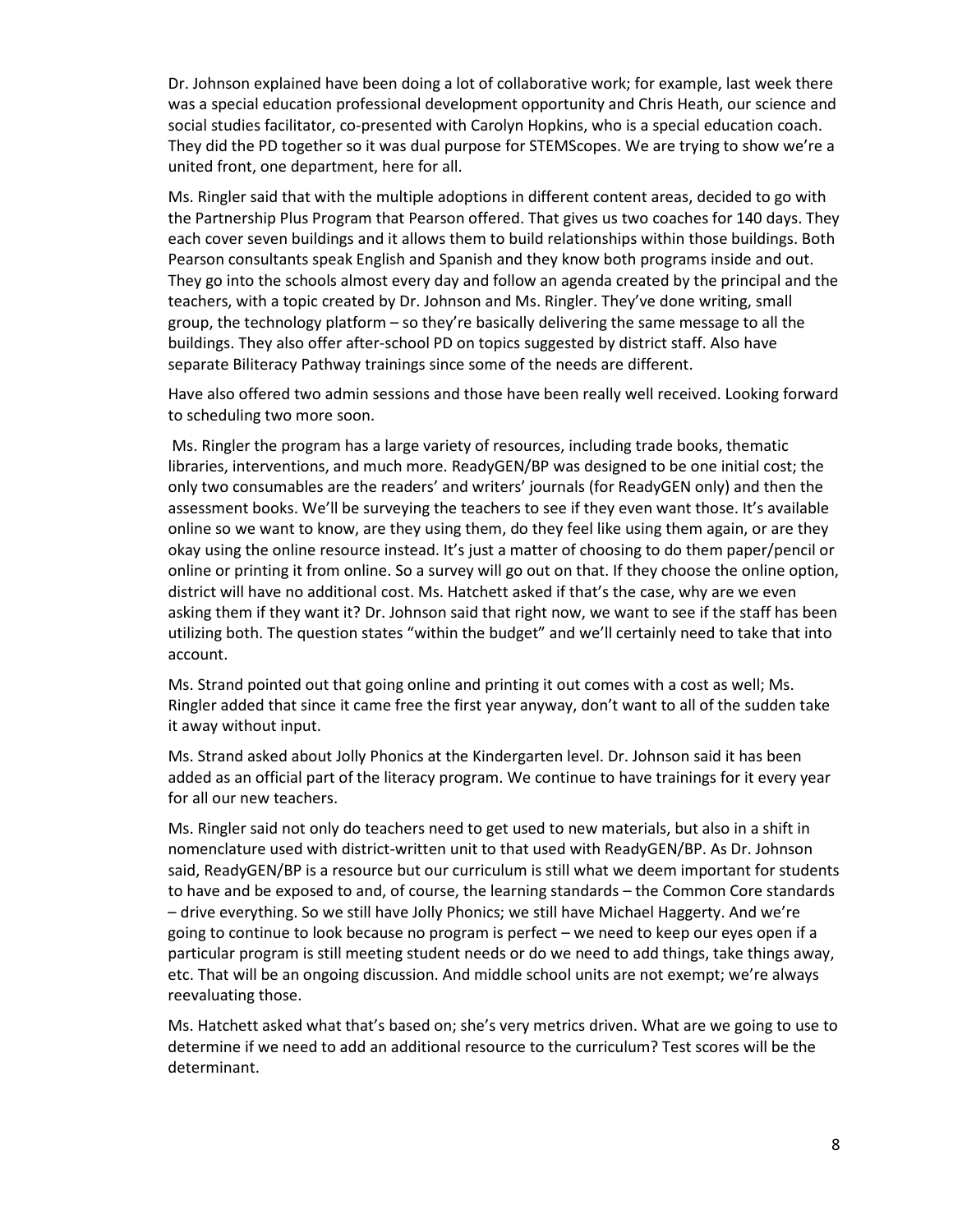Dr. Johnson explained have been doing a lot of collaborative work; for example, last week there was a special education professional development opportunity and Chris Heath, our science and social studies facilitator, co-presented with Carolyn Hopkins, who is a special education coach. They did the PD together so it was dual purpose for STEMScopes. We are trying to show we're a united front, one department, here for all.

Ms. Ringler said that with the multiple adoptions in different content areas, decided to go with the Partnership Plus Program that Pearson offered. That gives us two coaches for 140 days. They each cover seven buildings and it allows them to build relationships within those buildings. Both Pearson consultants speak English and Spanish and they know both programs inside and out. They go into the schools almost every day and follow an agenda created by the principal and the teachers, with a topic created by Dr. Johnson and Ms. Ringler. They've done writing, small group, the technology platform – so they're basically delivering the same message to all the buildings. They also offer after-school PD on topics suggested by district staff. Also have separate Biliteracy Pathway trainings since some of the needs are different.

Have also offered two admin sessions and those have been really well received. Looking forward to scheduling two more soon.

Ms. Ringler the program has a large variety of resources, including trade books, thematic libraries, interventions, and much more. ReadyGEN/BP was designed to be one initial cost; the only two consumables are the readers' and writers' journals (for ReadyGEN only) and then the assessment books. We'll be surveying the teachers to see if they even want those. It's available online so we want to know, are they using them, do they feel like using them again, or are they okay using the online resource instead. It's just a matter of choosing to do them paper/pencil or online or printing it from online. So a survey will go out on that. If they choose the online option, district will have no additional cost. Ms. Hatchett asked if that's the case, why are we even asking them if they want it? Dr. Johnson said that right now, we want to see if the staff has been utilizing both. The question states "within the budget" and we'll certainly need to take that into account.

Ms. Strand pointed out that going online and printing it out comes with a cost as well; Ms. Ringler added that since it came free the first year anyway, don't want to all of the sudden take it away without input.

Ms. Strand asked about Jolly Phonics at the Kindergarten level. Dr. Johnson said it has been added as an official part of the literacy program. We continue to have trainings for it every year for all our new teachers.

Ms. Ringler said not only do teachers need to get used to new materials, but also in a shift in nomenclature used with district-written unit to that used with ReadyGEN/BP. As Dr. Johnson said, ReadyGEN/BP is a resource but our curriculum is still what we deem important for students to have and be exposed to and, of course, the learning standards – the Common Core standards – drive everything. So we still have Jolly Phonics; we still have Michael Haggerty. And we're going to continue to look because no program is perfect – we need to keep our eyes open if a particular program is still meeting student needs or do we need to add things, take things away, etc. That will be an ongoing discussion. And middle school units are not exempt; we're always reevaluating those.

Ms. Hatchett asked what that's based on; she's very metrics driven. What are we going to use to determine if we need to add an additional resource to the curriculum? Test scores will be the determinant.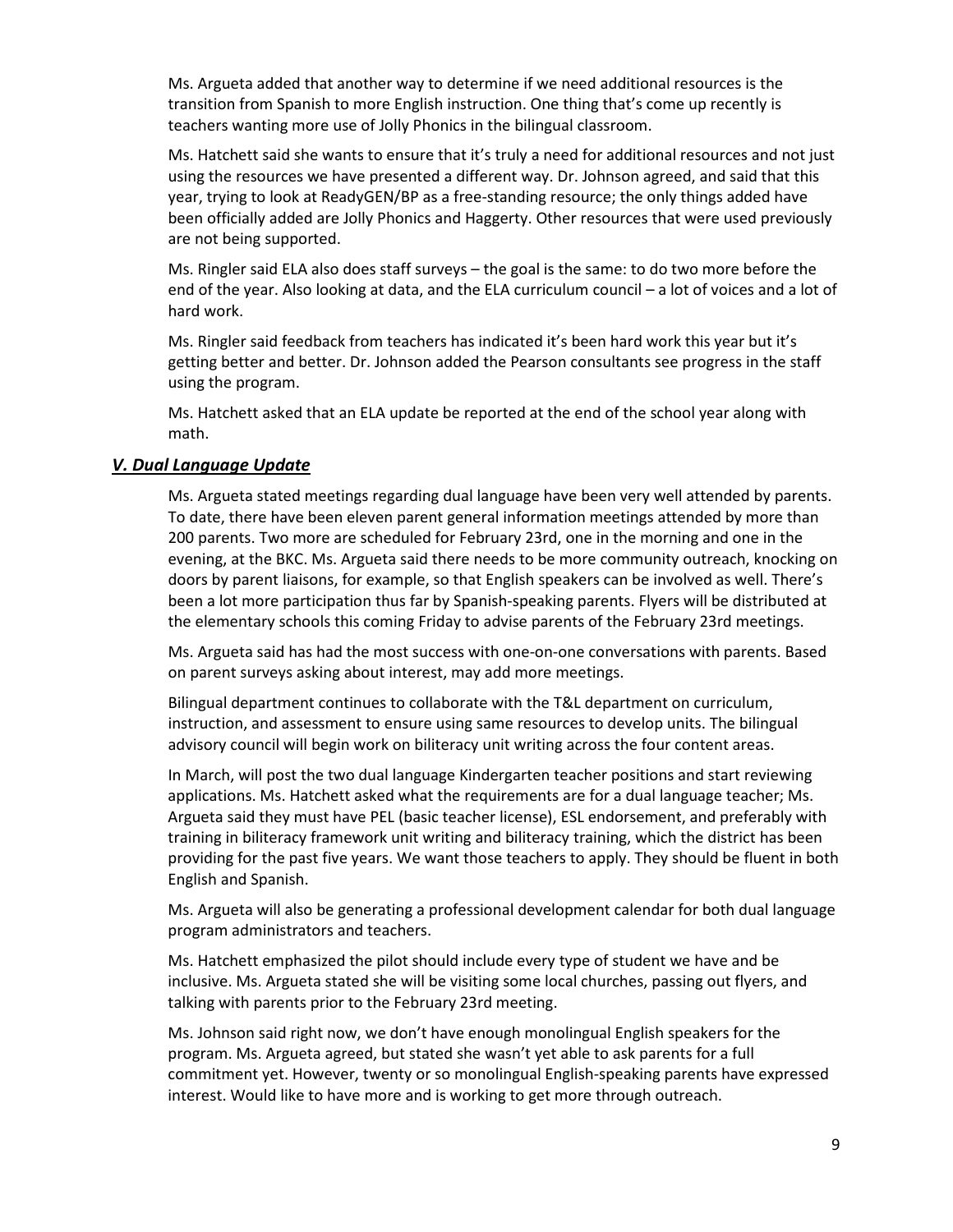Ms. Argueta added that another way to determine if we need additional resources is the transition from Spanish to more English instruction. One thing that's come up recently is teachers wanting more use of Jolly Phonics in the bilingual classroom.

Ms. Hatchett said she wants to ensure that it's truly a need for additional resources and not just using the resources we have presented a different way. Dr. Johnson agreed, and said that this year, trying to look at ReadyGEN/BP as a free-standing resource; the only things added have been officially added are Jolly Phonics and Haggerty. Other resources that were used previously are not being supported.

Ms. Ringler said ELA also does staff surveys – the goal is the same: to do two more before the end of the year. Also looking at data, and the ELA curriculum council – a lot of voices and a lot of hard work.

Ms. Ringler said feedback from teachers has indicated it's been hard work this year but it's getting better and better. Dr. Johnson added the Pearson consultants see progress in the staff using the program.

Ms. Hatchett asked that an ELA update be reported at the end of the school year along with math.

### ***V. Dual Language Update***

Ms. Argueta stated meetings regarding dual language have been very well attended by parents. To date, there have been eleven parent general information meetings attended by more than 200 parents. Two more are scheduled for February 23rd, one in the morning and one in the evening, at the BKC. Ms. Argueta said there needs to be more community outreach, knocking on doors by parent liaisons, for example, so that English speakers can be involved as well. There's been a lot more participation thus far by Spanish-speaking parents. Flyers will be distributed at the elementary schools this coming Friday to advise parents of the February 23rd meetings.

Ms. Argueta said has had the most success with one-on-one conversations with parents. Based on parent surveys asking about interest, may add more meetings.

Bilingual department continues to collaborate with the T&L department on curriculum, instruction, and assessment to ensure using same resources to develop units. The bilingual advisory council will begin work on biliteracy unit writing across the four content areas.

In March, will post the two dual language Kindergarten teacher positions and start reviewing applications. Ms. Hatchett asked what the requirements are for a dual language teacher; Ms. Argueta said they must have PEL (basic teacher license), ESL endorsement, and preferably with training in biliteracy framework unit writing and biliteracy training, which the district has been providing for the past five years. We want those teachers to apply. They should be fluent in both English and Spanish.

Ms. Argueta will also be generating a professional development calendar for both dual language program administrators and teachers.

Ms. Hatchett emphasized the pilot should include every type of student we have and be inclusive. Ms. Argueta stated she will be visiting some local churches, passing out flyers, and talking with parents prior to the February 23rd meeting.

Ms. Johnson said right now, we don't have enough monolingual English speakers for the program. Ms. Argueta agreed, but stated she wasn't yet able to ask parents for a full commitment yet. However, twenty or so monolingual English-speaking parents have expressed interest. Would like to have more and is working to get more through outreach.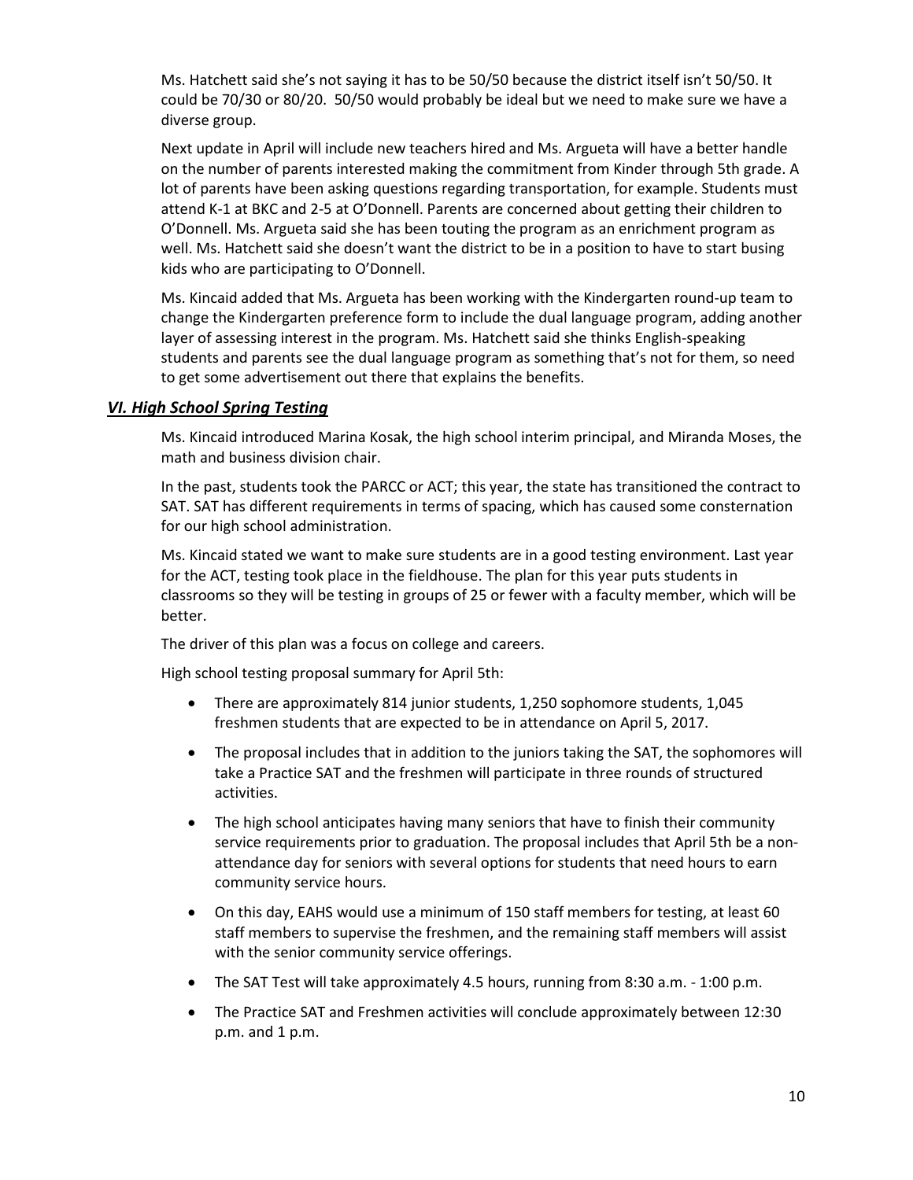Ms. Hatchett said she's not saying it has to be 50/50 because the district itself isn't 50/50. It could be 70/30 or 80/20. 50/50 would probably be ideal but we need to make sure we have a diverse group.

Next update in April will include new teachers hired and Ms. Argueta will have a better handle on the number of parents interested making the commitment from Kinder through 5th grade. A lot of parents have been asking questions regarding transportation, for example. Students must attend K-1 at BKC and 2-5 at O'Donnell. Parents are concerned about getting their children to O'Donnell. Ms. Argueta said she has been touting the program as an enrichment program as well. Ms. Hatchett said she doesn't want the district to be in a position to have to start busing kids who are participating to O'Donnell.

Ms. Kincaid added that Ms. Argueta has been working with the Kindergarten round-up team to change the Kindergarten preference form to include the dual language program, adding another layer of assessing interest in the program. Ms. Hatchett said she thinks English-speaking students and parents see the dual language program as something that's not for them, so need to get some advertisement out there that explains the benefits.

## ***VI. High School Spring Testing***

Ms. Kincaid introduced Marina Kosak, the high school interim principal, and Miranda Moses, the math and business division chair.

In the past, students took the PARCC or ACT; this year, the state has transitioned the contract to SAT. SAT has different requirements in terms of spacing, which has caused some consternation for our high school administration.

Ms. Kincaid stated we want to make sure students are in a good testing environment. Last year for the ACT, testing took place in the fieldhouse. The plan for this year puts students in classrooms so they will be testing in groups of 25 or fewer with a faculty member, which will be better.

The driver of this plan was a focus on college and careers.

High school testing proposal summary for April 5th:

- There are approximately 814 junior students, 1,250 sophomore students, 1,045 freshmen students that are expected to be in attendance on April 5, 2017.
- The proposal includes that in addition to the juniors taking the SAT, the sophomores will take a Practice SAT and the freshmen will participate in three rounds of structured activities.
- The high school anticipates having many seniors that have to finish their community service requirements prior to graduation. The proposal includes that April 5th be a non-attendance day for seniors with several options for students that need hours to earn community service hours.
- On this day, EAHS would use a minimum of 150 staff members for testing, at least 60 staff members to supervise the freshmen, and the remaining staff members will assist with the senior community service offerings.
- The SAT Test will take approximately 4.5 hours, running from 8:30 a.m. - 1:00 p.m.
- The Practice SAT and Freshmen activities will conclude approximately between 12:30 p.m. and 1 p.m.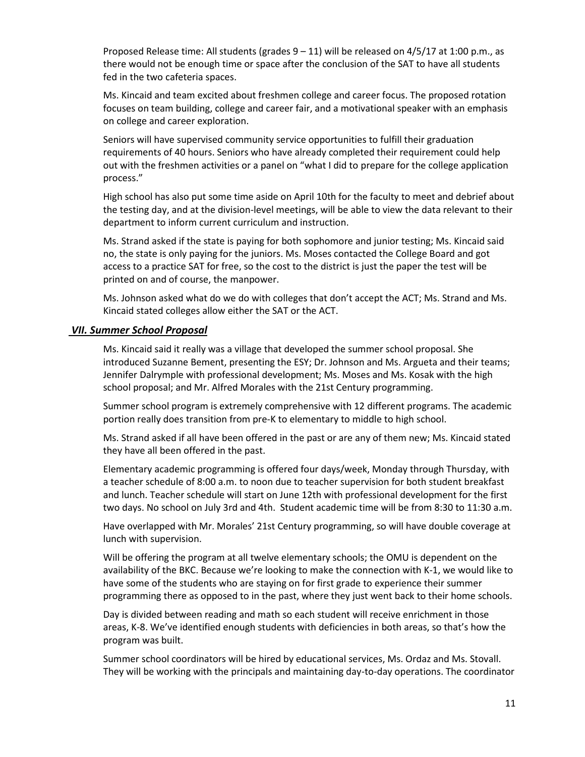Proposed Release time: All students (grades 9 – 11) will be released on 4/5/17 at 1:00 p.m., as there would not be enough time or space after the conclusion of the SAT to have all students fed in the two cafeteria spaces.

Ms. Kincaid and team excited about freshmen college and career focus. The proposed rotation focuses on team building, college and career fair, and a motivational speaker with an emphasis on college and career exploration.

Seniors will have supervised community service opportunities to fulfill their graduation requirements of 40 hours. Seniors who have already completed their requirement could help out with the freshmen activities or a panel on "what I did to prepare for the college application process."

High school has also put some time aside on April 10th for the faculty to meet and debrief about the testing day, and at the division-level meetings, will be able to view the data relevant to their department to inform current curriculum and instruction.

Ms. Strand asked if the state is paying for both sophomore and junior testing; Ms. Kincaid said no, the state is only paying for the juniors. Ms. Moses contacted the College Board and got access to a practice SAT for free, so the cost to the district is just the paper the test will be printed on and of course, the manpower.

Ms. Johnson asked what do we do with colleges that don't accept the ACT; Ms. Strand and Ms. Kincaid stated colleges allow either the SAT or the ACT.

## ***VII. Summer School Proposal***

Ms. Kincaid said it really was a village that developed the summer school proposal. She introduced Suzanne Bement, presenting the ESY; Dr. Johnson and Ms. Argueta and their teams; Jennifer Dalrymple with professional development; Ms. Moses and Ms. Kosak with the high school proposal; and Mr. Alfred Morales with the 21st Century programming.

Summer school program is extremely comprehensive with 12 different programs. The academic portion really does transition from pre-K to elementary to middle to high school.

Ms. Strand asked if all have been offered in the past or are any of them new; Ms. Kincaid stated they have all been offered in the past.

Elementary academic programming is offered four days/week, Monday through Thursday, with a teacher schedule of 8:00 a.m. to noon due to teacher supervision for both student breakfast and lunch. Teacher schedule will start on June 12th with professional development for the first two days. No school on July 3rd and 4th. Student academic time will be from 8:30 to 11:30 a.m.

Have overlapped with Mr. Morales' 21st Century programming, so will have double coverage at lunch with supervision.

Will be offering the program at all twelve elementary schools; the OMU is dependent on the availability of the BKC. Because we're looking to make the connection with K-1, we would like to have some of the students who are staying on for first grade to experience their summer programming there as opposed to in the past, where they just went back to their home schools.

Day is divided between reading and math so each student will receive enrichment in those areas, K-8. We've identified enough students with deficiencies in both areas, so that's how the program was built.

Summer school coordinators will be hired by educational services, Ms. Ordaz and Ms. Stovall. They will be working with the principals and maintaining day-to-day operations. The coordinator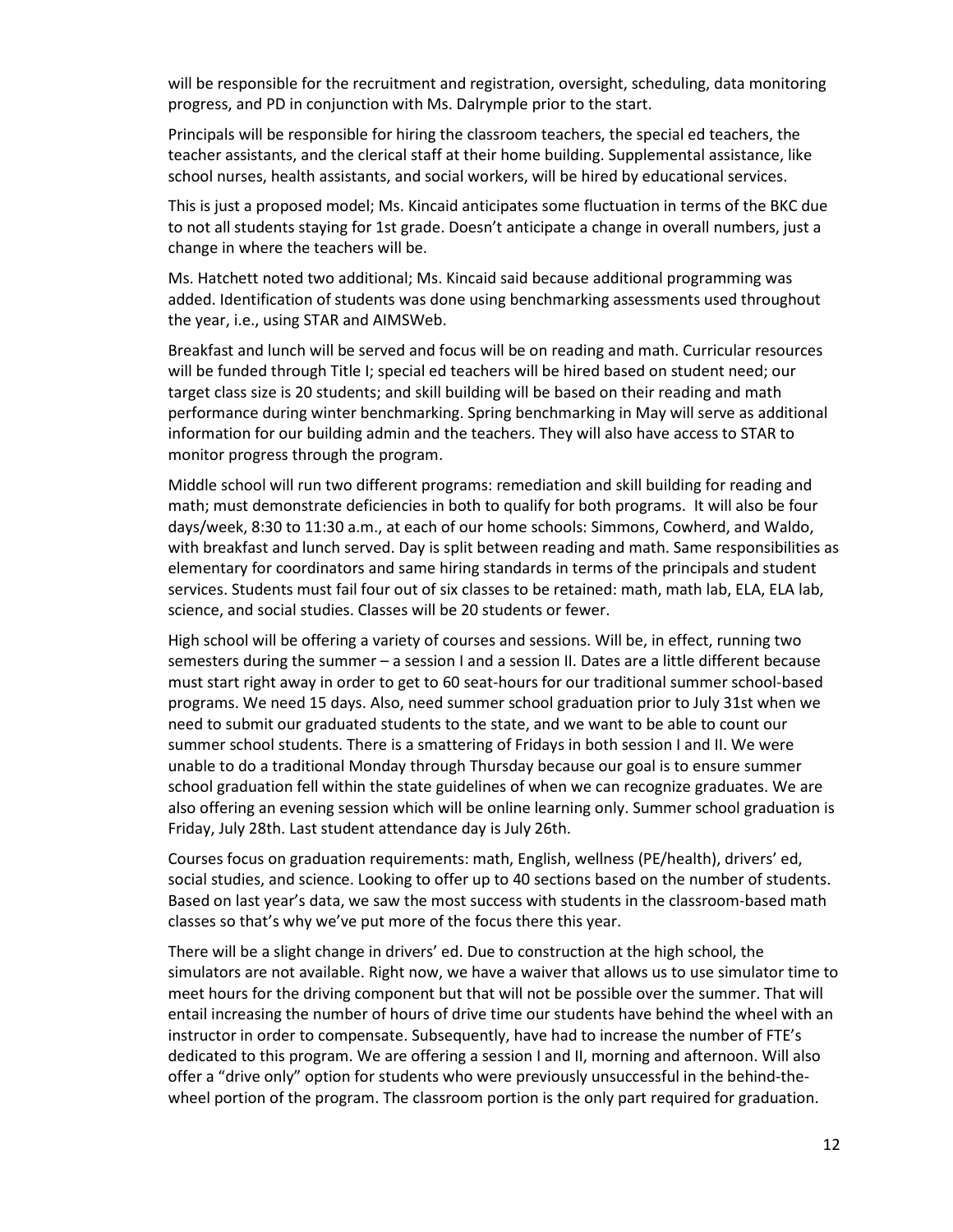will be responsible for the recruitment and registration, oversight, scheduling, data monitoring progress, and PD in conjunction with Ms. Dalrymple prior to the start.

Principals will be responsible for hiring the classroom teachers, the special ed teachers, the teacher assistants, and the clerical staff at their home building. Supplemental assistance, like school nurses, health assistants, and social workers, will be hired by educational services.

This is just a proposed model; Ms. Kincaid anticipates some fluctuation in terms of the BKC due to not all students staying for 1st grade. Doesn't anticipate a change in overall numbers, just a change in where the teachers will be.

Ms. Hatchett noted two additional; Ms. Kincaid said because additional programming was added. Identification of students was done using benchmarking assessments used throughout the year, i.e., using STAR and AIMSWeb.

Breakfast and lunch will be served and focus will be on reading and math. Curricular resources will be funded through Title I; special ed teachers will be hired based on student need; our target class size is 20 students; and skill building will be based on their reading and math performance during winter benchmarking. Spring benchmarking in May will serve as additional information for our building admin and the teachers. They will also have access to STAR to monitor progress through the program.

Middle school will run two different programs: remediation and skill building for reading and math; must demonstrate deficiencies in both to qualify for both programs. It will also be four days/week, 8:30 to 11:30 a.m., at each of our home schools: Simmons, Cowherd, and Waldo, with breakfast and lunch served. Day is split between reading and math. Same responsibilities as elementary for coordinators and same hiring standards in terms of the principals and student services. Students must fail four out of six classes to be retained: math, math lab, ELA, ELA lab, science, and social studies. Classes will be 20 students or fewer.

High school will be offering a variety of courses and sessions. Will be, in effect, running two semesters during the summer – a session I and a session II. Dates are a little different because must start right away in order to get to 60 seat-hours for our traditional summer school-based programs. We need 15 days. Also, need summer school graduation prior to July 31st when we need to submit our graduated students to the state, and we want to be able to count our summer school students. There is a smattering of Fridays in both session I and II. We were unable to do a traditional Monday through Thursday because our goal is to ensure summer school graduation fell within the state guidelines of when we can recognize graduates. We are also offering an evening session which will be online learning only. Summer school graduation is Friday, July 28th. Last student attendance day is July 26th.

Courses focus on graduation requirements: math, English, wellness (PE/health), drivers' ed, social studies, and science. Looking to offer up to 40 sections based on the number of students. Based on last year's data, we saw the most success with students in the classroom-based math classes so that's why we've put more of the focus there this year.

There will be a slight change in drivers' ed. Due to construction at the high school, the simulators are not available. Right now, we have a waiver that allows us to use simulator time to meet hours for the driving component but that will not be possible over the summer. That will entail increasing the number of hours of drive time our students have behind the wheel with an instructor in order to compensate. Subsequently, have had to increase the number of FTE's dedicated to this program. We are offering a session I and II, morning and afternoon. Will also offer a "drive only" option for students who were previously unsuccessful in the behind-the-wheel portion of the program. The classroom portion is the only part required for graduation.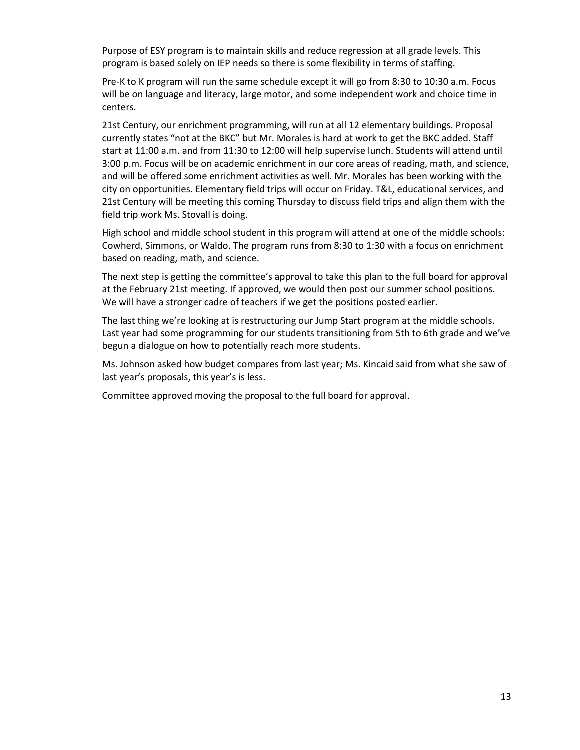Purpose of ESY program is to maintain skills and reduce regression at all grade levels. This program is based solely on IEP needs so there is some flexibility in terms of staffing.

Pre-K to K program will run the same schedule except it will go from 8:30 to 10:30 a.m. Focus will be on language and literacy, large motor, and some independent work and choice time in centers.

21st Century, our enrichment programming, will run at all 12 elementary buildings. Proposal currently states "not at the BKC" but Mr. Morales is hard at work to get the BKC added. Staff start at 11:00 a.m. and from 11:30 to 12:00 will help supervise lunch. Students will attend until 3:00 p.m. Focus will be on academic enrichment in our core areas of reading, math, and science, and will be offered some enrichment activities as well. Mr. Morales has been working with the city on opportunities. Elementary field trips will occur on Friday. T&L, educational services, and 21st Century will be meeting this coming Thursday to discuss field trips and align them with the field trip work Ms. Stovall is doing.

High school and middle school student in this program will attend at one of the middle schools: Cowherd, Simmons, or Waldo. The program runs from 8:30 to 1:30 with a focus on enrichment based on reading, math, and science.

The next step is getting the committee's approval to take this plan to the full board for approval at the February 21st meeting. If approved, we would then post our summer school positions. We will have a stronger cadre of teachers if we get the positions posted earlier.

The last thing we're looking at is restructuring our Jump Start program at the middle schools. Last year had some programming for our students transitioning from 5th to 6th grade and we've begun a dialogue on how to potentially reach more students.

Ms. Johnson asked how budget compares from last year; Ms. Kincaid said from what she saw of last year's proposals, this year's is less.

Committee approved moving the proposal to the full board for approval.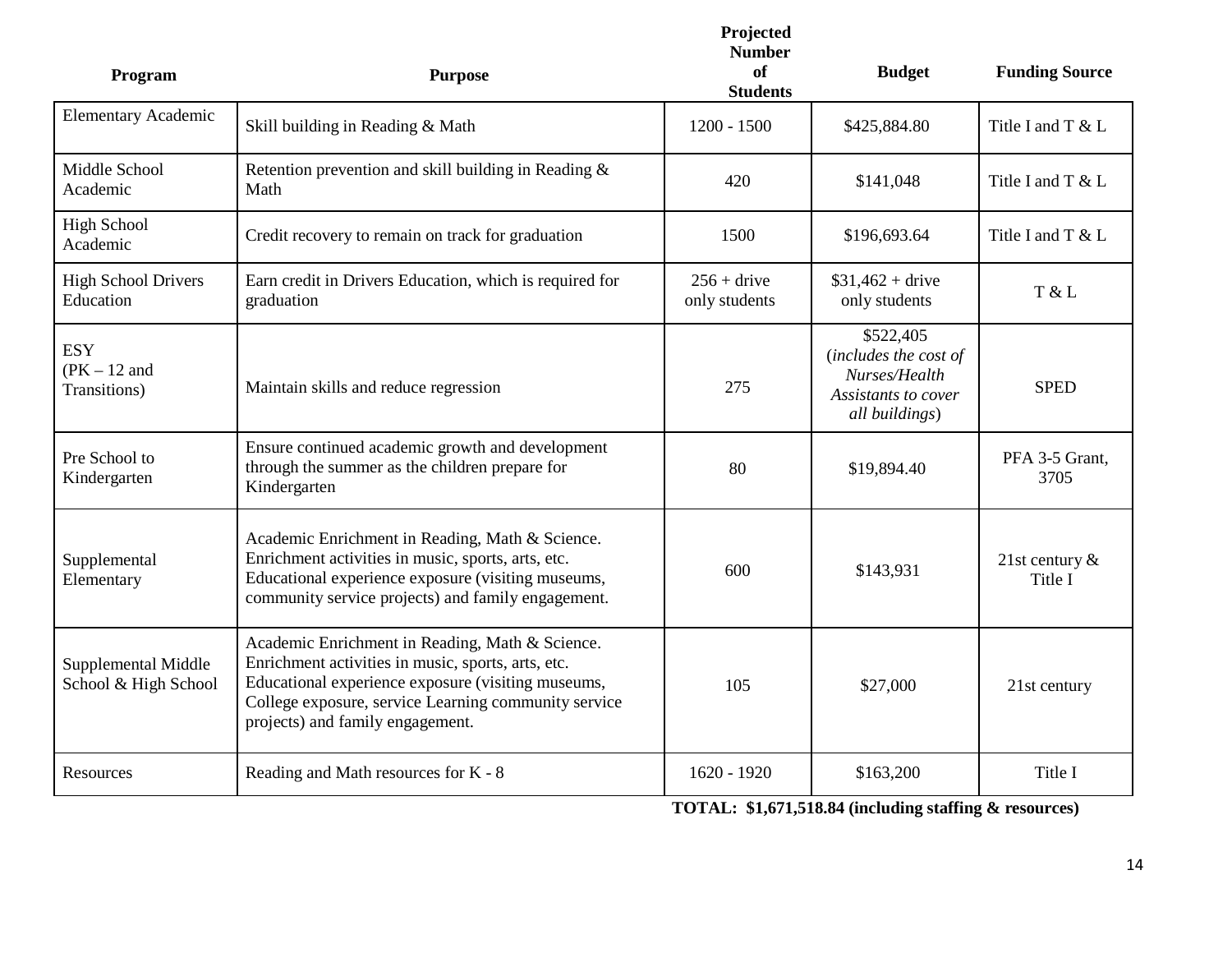| Program | Purpose | Projected Number of Students | Budget | Funding Source |
|---|---|---|---|---|
| Elementary Academic | Skill building in Reading & Math | 1200 - 1500 | $425,884.80 | Title I and T & L |
| Middle School Academic | Retention prevention and skill building in Reading & Math | 420 | $141,048 | Title I and T & L |
| High School Academic | Credit recovery to remain on track for graduation | 1500 | $196,693.64 | Title I and T & L |
| High School Drivers Education | Earn credit in Drivers Education, which is required for graduation | 256 + drive only students | $31,462 + drive only students | T & L |
| ESY (PK – 12 and Transitions) | Maintain skills and reduce regression | 275 | $522,405 (*includes the cost of Nurses/Health Assistants to cover all buildings*) | SPED |
| Pre School to Kindergarten | Ensure continued academic growth and development through the summer as the children prepare for Kindergarten | 80 | $19,894.40 | PFA 3-5 Grant, 3705 |
| Supplemental Elementary | Academic Enrichment in Reading, Math & Science. Enrichment activities in music, sports, arts, etc. Educational experience exposure (visiting museums, community service projects) and family engagement. | 600 | $143,931 | 21st century & Title I |
| Supplemental Middle School & High School | Academic Enrichment in Reading, Math & Science. Enrichment activities in music, sports, arts, etc. Educational experience exposure (visiting museums, College exposure, service Learning community service projects) and family engagement. | 105 | $27,000 | 21st century |
| Resources | Reading and Math resources for K - 8 | 1620 - 1920 | $163,200 | Title I |

**TOTAL: $1,671,518.84 (including staffing & resources)**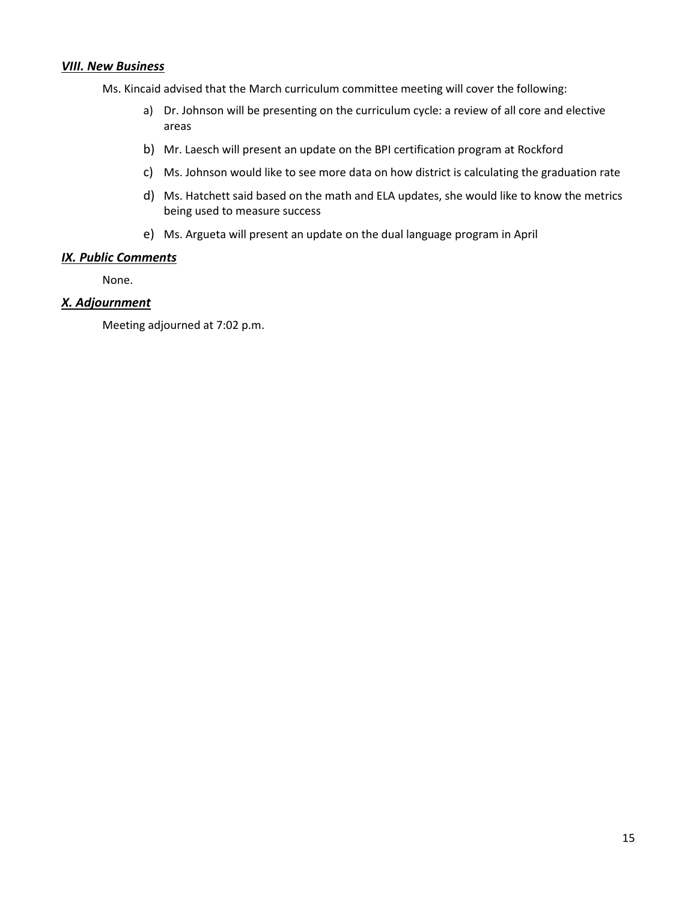### ***VIII. New Business***

Ms. Kincaid advised that the March curriculum committee meeting will cover the following:

a) Dr. Johnson will be presenting on the curriculum cycle: a review of all core and elective areas

b) Mr. Laesch will present an update on the BPI certification program at Rockford

c) Ms. Johnson would like to see more data on how district is calculating the graduation rate

d) Ms. Hatchett said based on the math and ELA updates, she would like to know the metrics being used to measure success

e) Ms. Argueta will present an update on the dual language program in April

### ***IX. Public Comments***

None.

### ***X. Adjournment***

Meeting adjourned at 7:02 p.m.